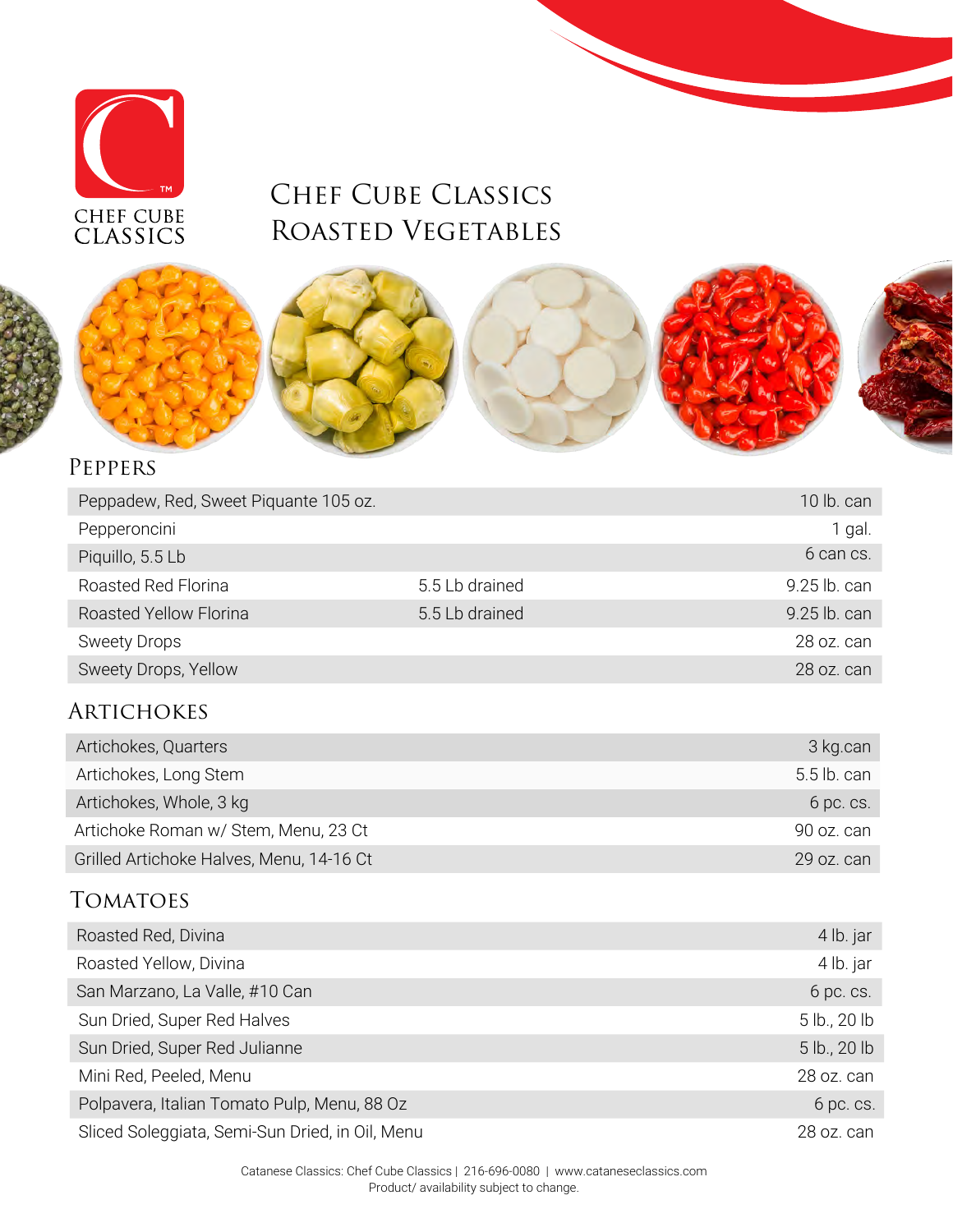CHEF CUBE CLASSICS

# Chef Cube Classics Roasted Vegetables

## Peppers

| | | |
|---|---|---|
| Peppadew, Red, Sweet Piquante 105 oz. | | 10 lb. can |
| Pepperoncini | | 1 gal. |
| Piquillo, 5.5 Lb | | 6 can cs. |
| Roasted Red Florina | 5.5 Lb drained | 9.25 lb. can |
| Roasted Yellow Florina | 5.5 Lb drained | 9.25 lb. can |
| Sweety Drops | | 28 oz. can |
| Sweety Drops, Yellow | | 28 oz. can |

## Artichokes

| | |
|---|---|
| Artichokes, Quarters | 3 kg.can |
| Artichokes, Long Stem | 5.5 lb. can |
| Artichokes, Whole, 3 kg | 6 pc. cs. |
| Artichoke Roman w/ Stem, Menu, 23 Ct | 90 oz. can |
| Grilled Artichoke Halves, Menu, 14-16 Ct | 29 oz. can |

## Tomatoes

| | |
|---|---|
| Roasted Red, Divina | 4 lb. jar |
| Roasted Yellow, Divina | 4 lb. jar |
| San Marzano, La Valle, #10 Can | 6 pc. cs. |
| Sun Dried, Super Red Halves | 5 lb., 20 lb |
| Sun Dried, Super Red Julianne | 5 lb., 20 lb |
| Mini Red, Peeled, Menu | 28 oz. can |
| Polpavera, Italian Tomato Pulp, Menu, 88 Oz | 6 pc. cs. |
| Sliced Soleggiata, Semi-Sun Dried, in Oil, Menu | 28 oz. can |

Catanese Classics: Chef Cube Classics | 216-696-0080 | www.cataneseclassics.com
Product/ availability subject to change.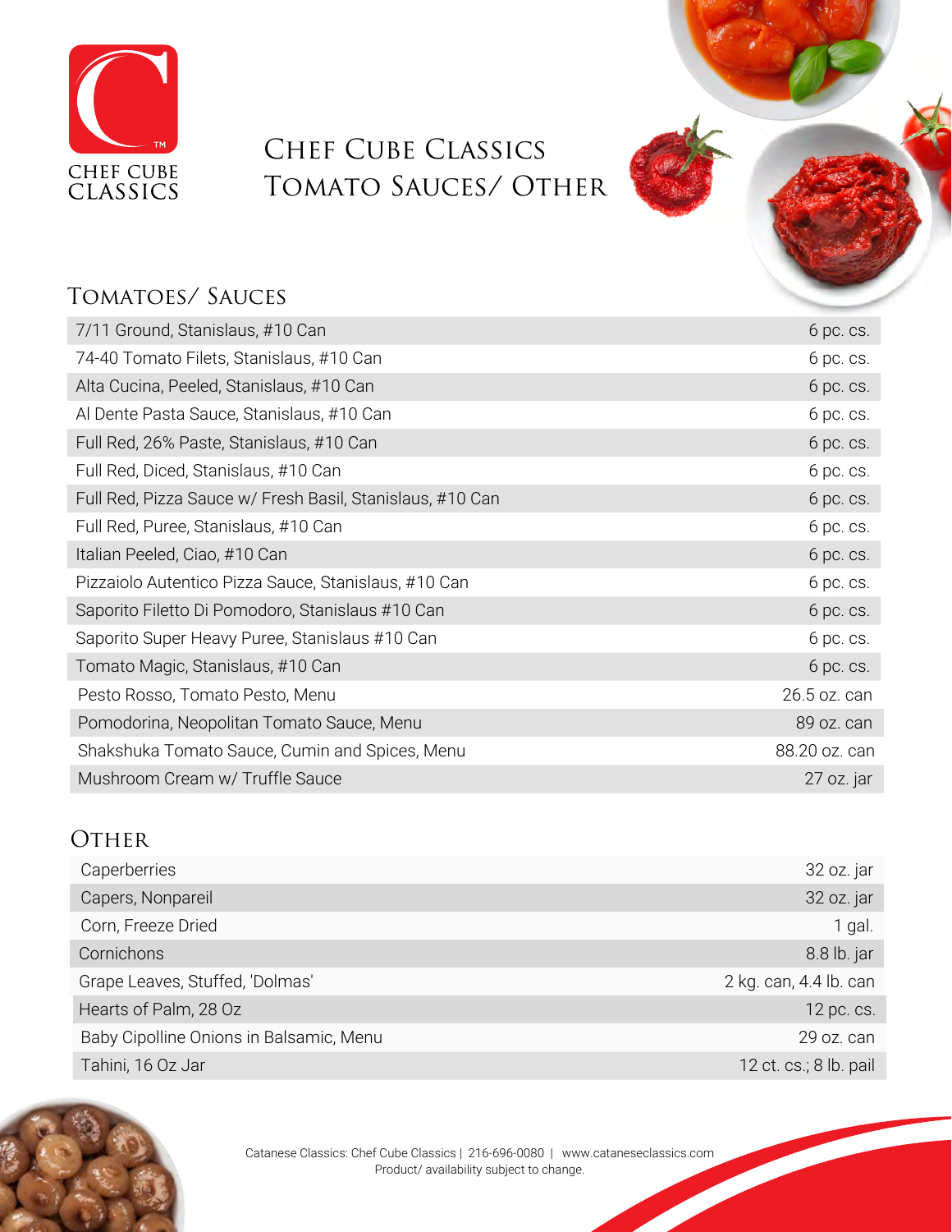CHEF CUBE CLASSICS

# Chef Cube Classics Tomato Sauces/ Other

## Tomatoes/ Sauces

| | |
|---|---|
| 7/11 Ground, Stanislaus, #10 Can | 6 pc. cs. |
| 74-40 Tomato Filets, Stanislaus, #10 Can | 6 pc. cs. |
| Alta Cucina, Peeled, Stanislaus, #10 Can | 6 pc. cs. |
| Al Dente Pasta Sauce, Stanislaus, #10 Can | 6 pc. cs. |
| Full Red, 26% Paste, Stanislaus, #10 Can | 6 pc. cs. |
| Full Red, Diced, Stanislaus, #10 Can | 6 pc. cs. |
| Full Red, Pizza Sauce w/ Fresh Basil, Stanislaus, #10 Can | 6 pc. cs. |
| Full Red, Puree, Stanislaus, #10 Can | 6 pc. cs. |
| Italian Peeled, Ciao, #10 Can | 6 pc. cs. |
| Pizzaiolo Autentico Pizza Sauce, Stanislaus, #10 Can | 6 pc. cs. |
| Saporito Filetto Di Pomodoro, Stanislaus #10 Can | 6 pc. cs. |
| Saporito Super Heavy Puree, Stanislaus #10 Can | 6 pc. cs. |
| Tomato Magic, Stanislaus, #10 Can | 6 pc. cs. |
| Pesto Rosso, Tomato Pesto, Menu | 26.5 oz. can |
| Pomodorina, Neopolitan Tomato Sauce, Menu | 89 oz. can |
| Shakshuka Tomato Sauce, Cumin and Spices, Menu | 88.20 oz. can |
| Mushroom Cream w/ Truffle Sauce | 27 oz. jar |

## Other

| | |
|---|---|
| Caperberries | 32 oz. jar |
| Capers, Nonpareil | 32 oz. jar |
| Corn, Freeze Dried | 1 gal. |
| Cornichons | 8.8 lb. jar |
| Grape Leaves, Stuffed, 'Dolmas' | 2 kg. can, 4.4 lb. can |
| Hearts of Palm, 28 Oz | 12 pc. cs. |
| Baby Cipolline Onions in Balsamic, Menu | 29 oz. can |
| Tahini, 16 Oz Jar | 12 ct. cs.; 8 lb. pail |

Catanese Classics: Chef Cube Classics | 216-696-0080 | www.cataneseclassics.com
Product/ availability subject to change.